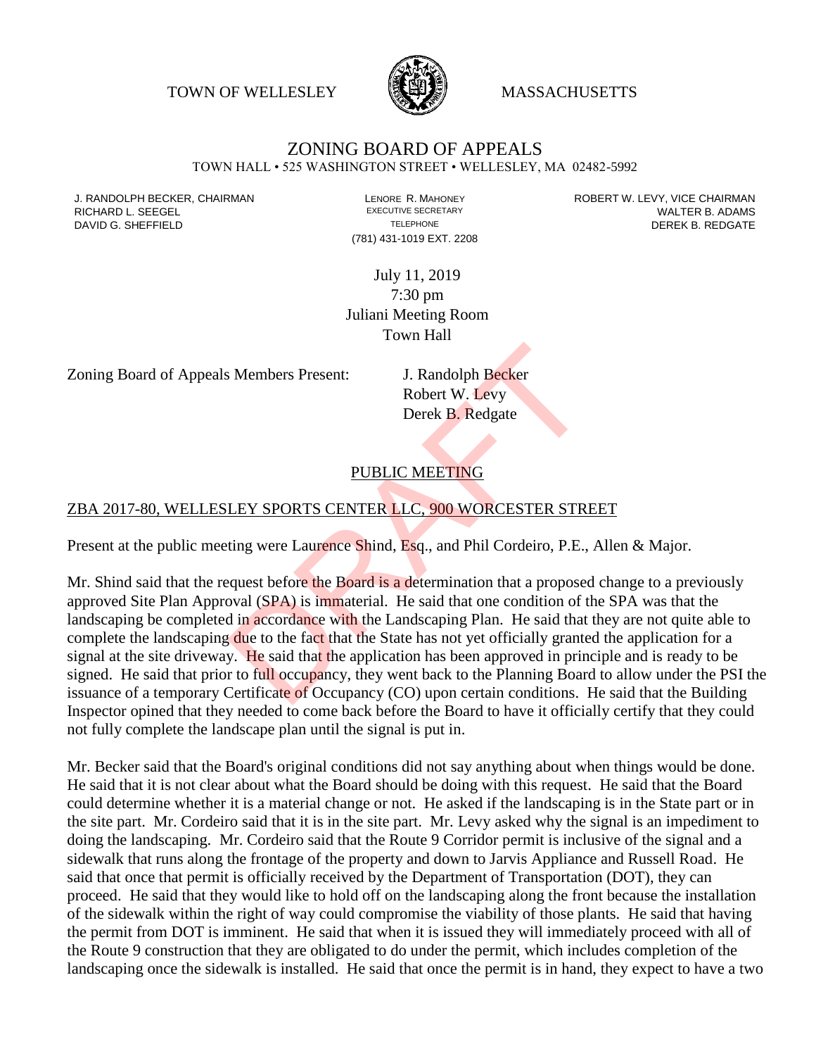TOWN OF WELLESLEY MASSACHUSETTS

# ZONING BOARD OF APPEALS

TOWN HALL • 525 WASHINGTON STREET • WELLESLEY, MA 02482-5992

| | | |
|---|---|---|
| J. RANDOLPH BECKER, CHAIRMAN | LENORE R. MAHONEY | ROBERT W. LEVY, VICE CHAIRMAN |
| RICHARD L. SEEGEL | EXECUTIVE SECRETARY | WALTER B. ADAMS |
| DAVID G. SHEFFIELD | TELEPHONE | DEREK B. REDGATE |
| | (781) 431-1019 EXT. 2208 | |

July 11, 2019
7:30 pm
Juliani Meeting Room
Town Hall

Zoning Board of Appeals Members Present: J. Randolph Becker
Robert W. Levy
Derek B. Redgate

## PUBLIC MEETING

## ZBA 2017-80, WELLESLEY SPORTS CENTER LLC, 900 WORCESTER STREET

Present at the public meeting were Laurence Shind, Esq., and Phil Cordeiro, P.E., Allen & Major.

Mr. Shind said that the request before the Board is a determination that a proposed change to a previously approved Site Plan Approval (SPA) is immaterial. He said that one condition of the SPA was that the landscaping be completed in accordance with the Landscaping Plan. He said that they are not quite able to complete the landscaping due to the fact that the State has not yet officially granted the application for a signal at the site driveway. He said that the application has been approved in principle and is ready to be signed. He said that prior to full occupancy, they went back to the Planning Board to allow under the PSI the issuance of a temporary Certificate of Occupancy (CO) upon certain conditions. He said that the Building Inspector opined that they needed to come back before the Board to have it officially certify that they could not fully complete the landscape plan until the signal is put in.

Mr. Becker said that the Board's original conditions did not say anything about when things would be done. He said that it is not clear about what the Board should be doing with this request. He said that the Board could determine whether it is a material change or not. He asked if the landscaping is in the State part or in the site part. Mr. Cordeiro said that it is in the site part. Mr. Levy asked why the signal is an impediment to doing the landscaping. Mr. Cordeiro said that the Route 9 Corridor permit is inclusive of the signal and a sidewalk that runs along the frontage of the property and down to Jarvis Appliance and Russell Road. He said that once that permit is officially received by the Department of Transportation (DOT), they can proceed. He said that they would like to hold off on the landscaping along the front because the installation of the sidewalk within the right of way could compromise the viability of those plants. He said that having the permit from DOT is imminent. He said that when it is issued they will immediately proceed with all of the Route 9 construction that they are obligated to do under the permit, which includes completion of the landscaping once the sidewalk is installed. He said that once the permit is in hand, they expect to have a two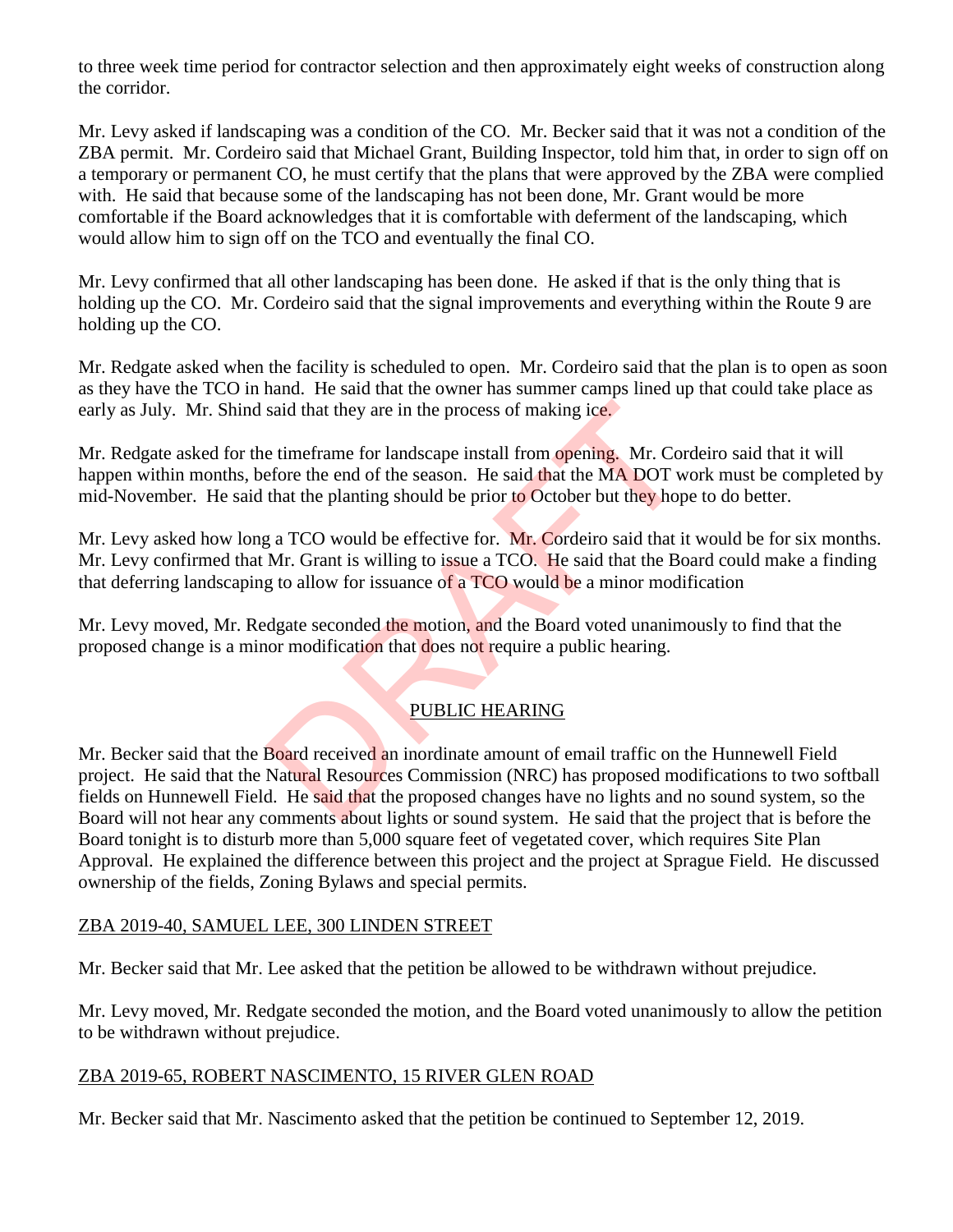to three week time period for contractor selection and then approximately eight weeks of construction along the corridor.

Mr. Levy asked if landscaping was a condition of the CO. Mr. Becker said that it was not a condition of the ZBA permit. Mr. Cordeiro said that Michael Grant, Building Inspector, told him that, in order to sign off on a temporary or permanent CO, he must certify that the plans that were approved by the ZBA were complied with. He said that because some of the landscaping has not been done, Mr. Grant would be more comfortable if the Board acknowledges that it is comfortable with deferment of the landscaping, which would allow him to sign off on the TCO and eventually the final CO.

Mr. Levy confirmed that all other landscaping has been done. He asked if that is the only thing that is holding up the CO. Mr. Cordeiro said that the signal improvements and everything within the Route 9 are holding up the CO.

Mr. Redgate asked when the facility is scheduled to open. Mr. Cordeiro said that the plan is to open as soon as they have the TCO in hand. He said that the owner has summer camps lined up that could take place as early as July. Mr. Shind said that they are in the process of making ice.

Mr. Redgate asked for the timeframe for landscape install from opening. Mr. Cordeiro said that it will happen within months, before the end of the season. He said that the MA DOT work must be completed by mid-November. He said that the planting should be prior to October but they hope to do better.

Mr. Levy asked how long a TCO would be effective for. Mr. Cordeiro said that it would be for six months. Mr. Levy confirmed that Mr. Grant is willing to issue a TCO. He said that the Board could make a finding that deferring landscaping to allow for issuance of a TCO would be a minor modification

Mr. Levy moved, Mr. Redgate seconded the motion, and the Board voted unanimously to find that the proposed change is a minor modification that does not require a public hearing.

PUBLIC HEARING

Mr. Becker said that the Board received an inordinate amount of email traffic on the Hunnewell Field project. He said that the Natural Resources Commission (NRC) has proposed modifications to two softball fields on Hunnewell Field. He said that the proposed changes have no lights and no sound system, so the Board will not hear any comments about lights or sound system. He said that the project that is before the Board tonight is to disturb more than 5,000 square feet of vegetated cover, which requires Site Plan Approval. He explained the difference between this project and the project at Sprague Field. He discussed ownership of the fields, Zoning Bylaws and special permits.

ZBA 2019-40, SAMUEL LEE, 300 LINDEN STREET

Mr. Becker said that Mr. Lee asked that the petition be allowed to be withdrawn without prejudice.

Mr. Levy moved, Mr. Redgate seconded the motion, and the Board voted unanimously to allow the petition to be withdrawn without prejudice.

ZBA 2019-65, ROBERT NASCIMENTO, 15 RIVER GLEN ROAD

Mr. Becker said that Mr. Nascimento asked that the petition be continued to September 12, 2019.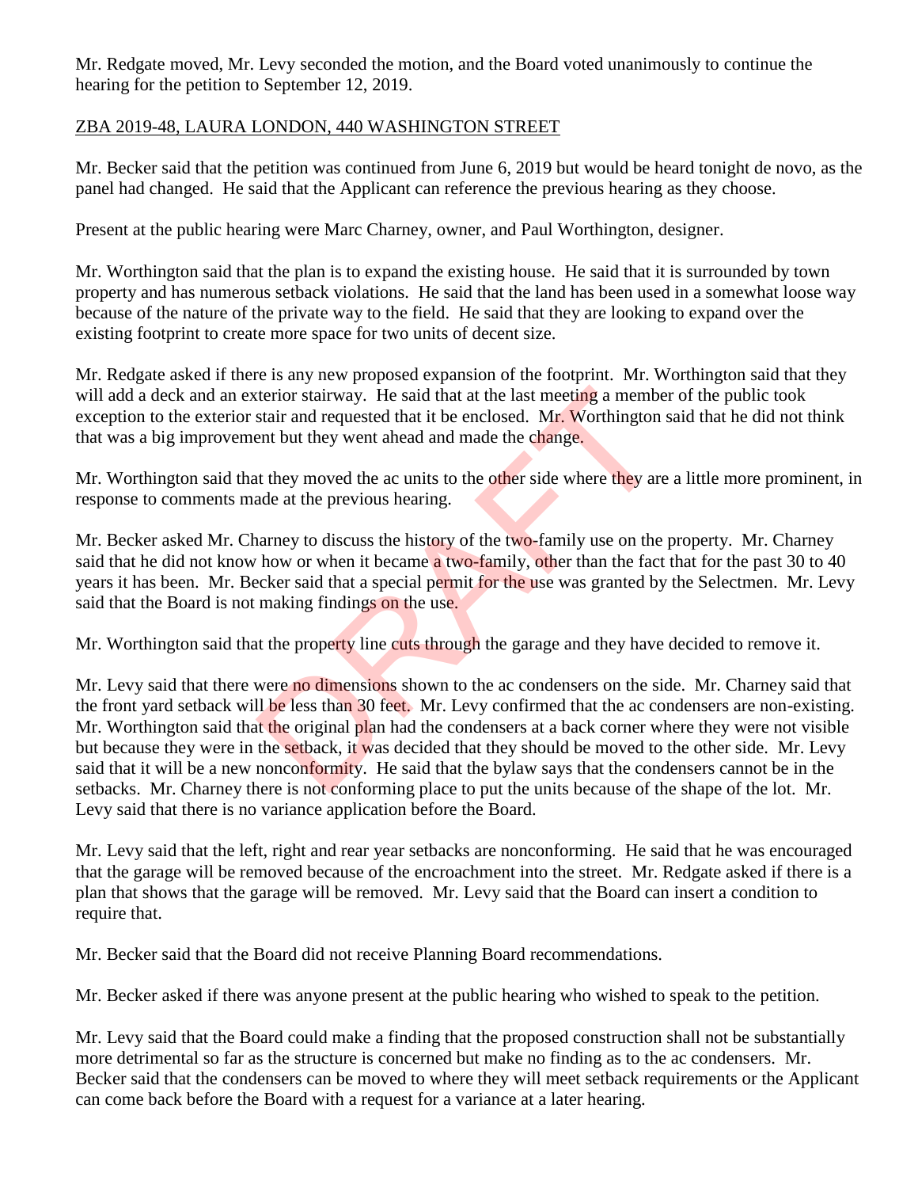Mr. Redgate moved, Mr. Levy seconded the motion, and the Board voted unanimously to continue the hearing for the petition to September 12, 2019.

ZBA 2019-48, LAURA LONDON, 440 WASHINGTON STREET

Mr. Becker said that the petition was continued from June 6, 2019 but would be heard tonight de novo, as the panel had changed. He said that the Applicant can reference the previous hearing as they choose.

Present at the public hearing were Marc Charney, owner, and Paul Worthington, designer.

Mr. Worthington said that the plan is to expand the existing house. He said that it is surrounded by town property and has numerous setback violations. He said that the land has been used in a somewhat loose way because of the nature of the private way to the field. He said that they are looking to expand over the existing footprint to create more space for two units of decent size.

Mr. Redgate asked if there is any new proposed expansion of the footprint. Mr. Worthington said that they will add a deck and an exterior stairway. He said that at the last meeting a member of the public took exception to the exterior stair and requested that it be enclosed. Mr. Worthington said that he did not think that was a big improvement but they went ahead and made the change.

Mr. Worthington said that they moved the ac units to the other side where they are a little more prominent, in response to comments made at the previous hearing.

Mr. Becker asked Mr. Charney to discuss the history of the two-family use on the property. Mr. Charney said that he did not know how or when it became a two-family, other than the fact that for the past 30 to 40 years it has been. Mr. Becker said that a special permit for the use was granted by the Selectmen. Mr. Levy said that the Board is not making findings on the use.

Mr. Worthington said that the property line cuts through the garage and they have decided to remove it.

Mr. Levy said that there were no dimensions shown to the ac condensers on the side. Mr. Charney said that the front yard setback will be less than 30 feet. Mr. Levy confirmed that the ac condensers are non-existing. Mr. Worthington said that the original plan had the condensers at a back corner where they were not visible but because they were in the setback, it was decided that they should be moved to the other side. Mr. Levy said that it will be a new nonconformity. He said that the bylaw says that the condensers cannot be in the setbacks. Mr. Charney there is not conforming place to put the units because of the shape of the lot. Mr. Levy said that there is no variance application before the Board.

Mr. Levy said that the left, right and rear year setbacks are nonconforming. He said that he was encouraged that the garage will be removed because of the encroachment into the street. Mr. Redgate asked if there is a plan that shows that the garage will be removed. Mr. Levy said that the Board can insert a condition to require that.

Mr. Becker said that the Board did not receive Planning Board recommendations.

Mr. Becker asked if there was anyone present at the public hearing who wished to speak to the petition.

Mr. Levy said that the Board could make a finding that the proposed construction shall not be substantially more detrimental so far as the structure is concerned but make no finding as to the ac condensers. Mr. Becker said that the condensers can be moved to where they will meet setback requirements or the Applicant can come back before the Board with a request for a variance at a later hearing.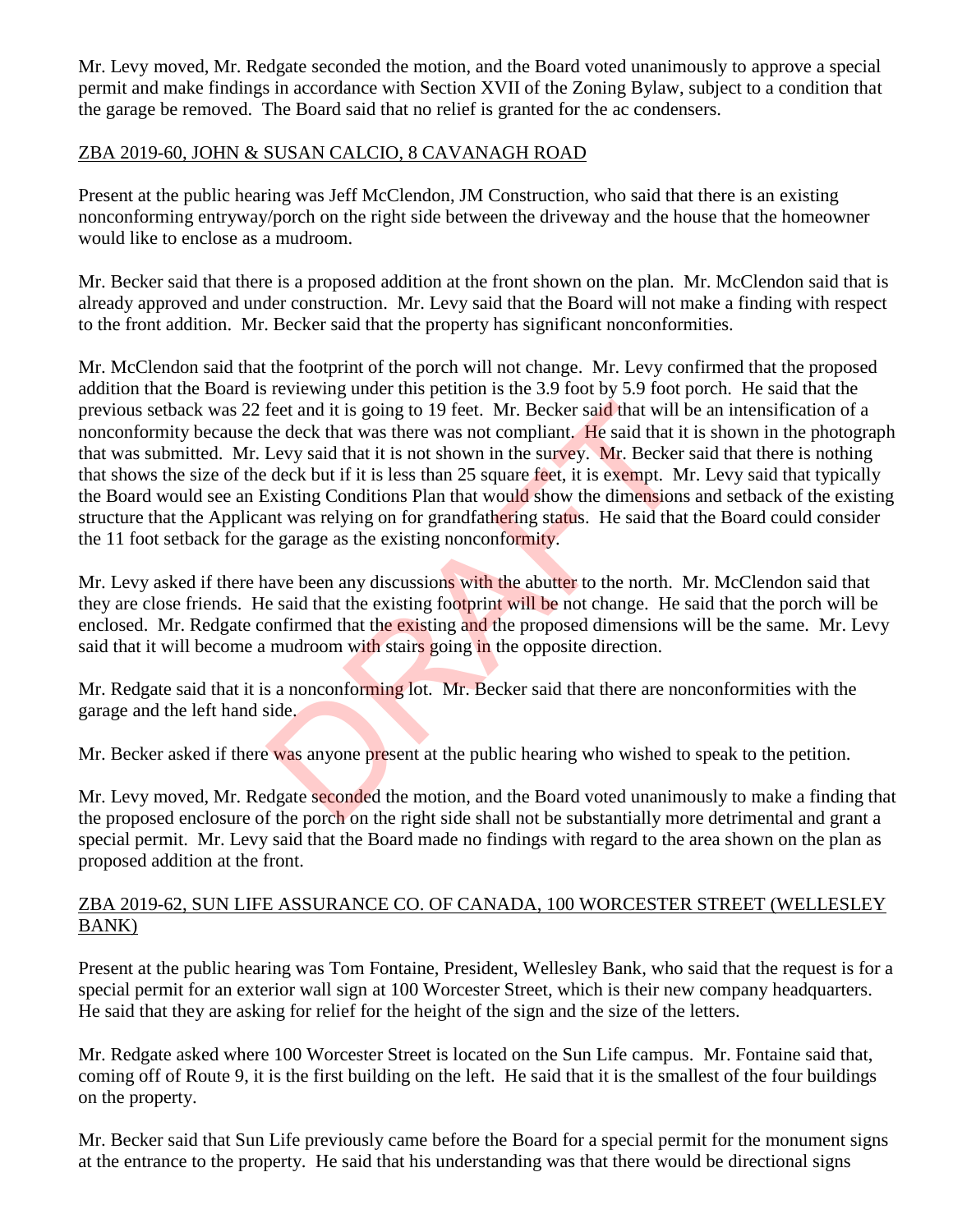Mr. Levy moved, Mr. Redgate seconded the motion, and the Board voted unanimously to approve a special permit and make findings in accordance with Section XVII of the Zoning Bylaw, subject to a condition that the garage be removed. The Board said that no relief is granted for the ac condensers.

## ZBA 2019-60, JOHN & SUSAN CALCIO, 8 CAVANAGH ROAD

Present at the public hearing was Jeff McClendon, JM Construction, who said that there is an existing nonconforming entryway/porch on the right side between the driveway and the house that the homeowner would like to enclose as a mudroom.

Mr. Becker said that there is a proposed addition at the front shown on the plan. Mr. McClendon said that is already approved and under construction. Mr. Levy said that the Board will not make a finding with respect to the front addition. Mr. Becker said that the property has significant nonconformities.

Mr. McClendon said that the footprint of the porch will not change. Mr. Levy confirmed that the proposed addition that the Board is reviewing under this petition is the 3.9 foot by 5.9 foot porch. He said that the previous setback was 22 feet and it is going to 19 feet. Mr. Becker said that will be an intensification of a nonconformity because the deck that was there was not compliant. He said that it is shown in the photograph that was submitted. Mr. Levy said that it is not shown in the survey. Mr. Becker said that there is nothing that shows the size of the deck but if it is less than 25 square feet, it is exempt. Mr. Levy said that typically the Board would see an Existing Conditions Plan that would show the dimensions and setback of the existing structure that the Applicant was relying on for grandfathering status. He said that the Board could consider the 11 foot setback for the garage as the existing nonconformity.

Mr. Levy asked if there have been any discussions with the abutter to the north. Mr. McClendon said that they are close friends. He said that the existing footprint will be not change. He said that the porch will be enclosed. Mr. Redgate confirmed that the existing and the proposed dimensions will be the same. Mr. Levy said that it will become a mudroom with stairs going in the opposite direction.

Mr. Redgate said that it is a nonconforming lot. Mr. Becker said that there are nonconformities with the garage and the left hand side.

Mr. Becker asked if there was anyone present at the public hearing who wished to speak to the petition.

Mr. Levy moved, Mr. Redgate seconded the motion, and the Board voted unanimously to make a finding that the proposed enclosure of the porch on the right side shall not be substantially more detrimental and grant a special permit. Mr. Levy said that the Board made no findings with regard to the area shown on the plan as proposed addition at the front.

## ZBA 2019-62, SUN LIFE ASSURANCE CO. OF CANADA, 100 WORCESTER STREET (WELLESLEY BANK)

Present at the public hearing was Tom Fontaine, President, Wellesley Bank, who said that the request is for a special permit for an exterior wall sign at 100 Worcester Street, which is their new company headquarters. He said that they are asking for relief for the height of the sign and the size of the letters.

Mr. Redgate asked where 100 Worcester Street is located on the Sun Life campus. Mr. Fontaine said that, coming off of Route 9, it is the first building on the left. He said that it is the smallest of the four buildings on the property.

Mr. Becker said that Sun Life previously came before the Board for a special permit for the monument signs at the entrance to the property. He said that his understanding was that there would be directional signs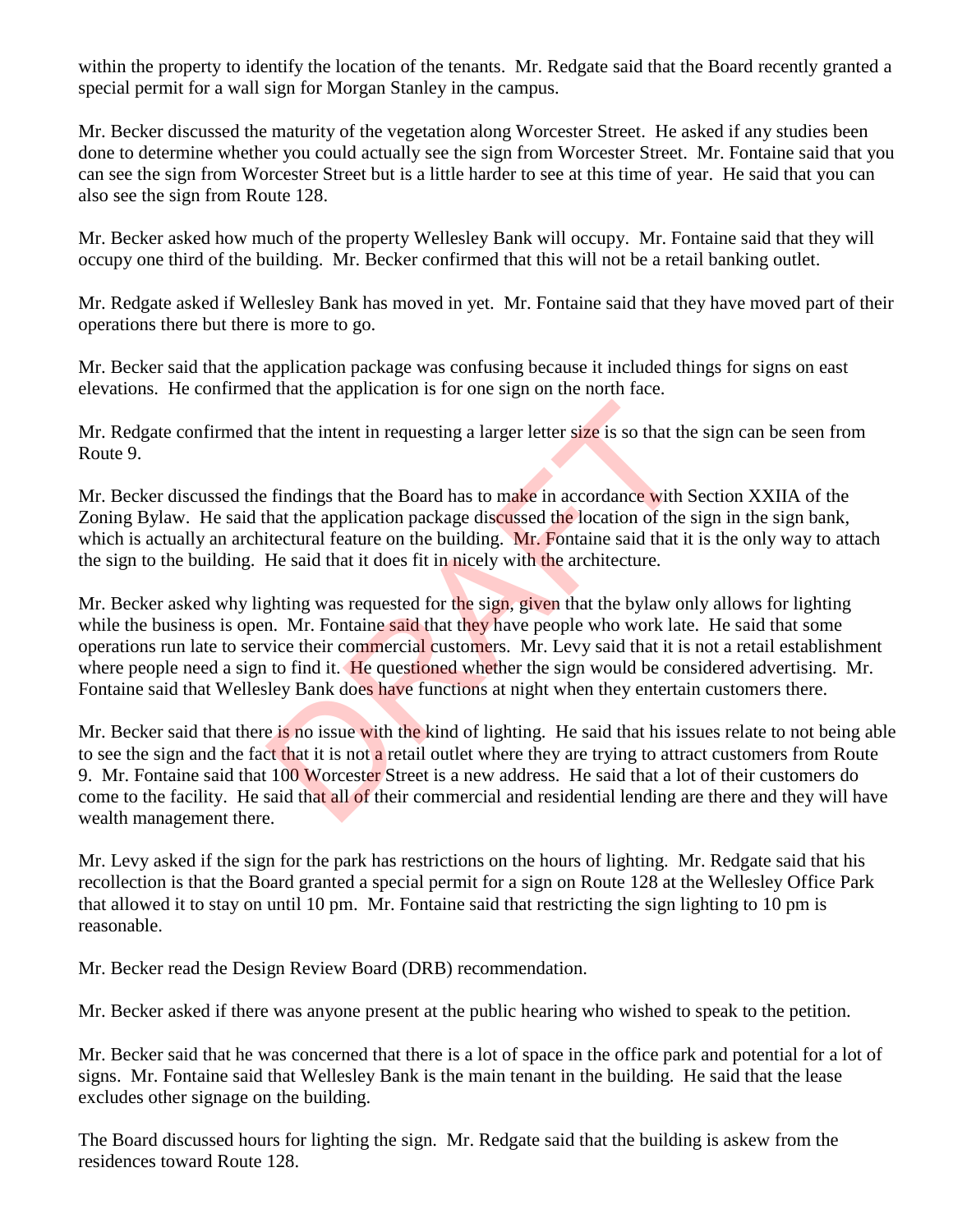within the property to identify the location of the tenants. Mr. Redgate said that the Board recently granted a special permit for a wall sign for Morgan Stanley in the campus.

Mr. Becker discussed the maturity of the vegetation along Worcester Street. He asked if any studies been done to determine whether you could actually see the sign from Worcester Street. Mr. Fontaine said that you can see the sign from Worcester Street but is a little harder to see at this time of year. He said that you can also see the sign from Route 128.

Mr. Becker asked how much of the property Wellesley Bank will occupy. Mr. Fontaine said that they will occupy one third of the building. Mr. Becker confirmed that this will not be a retail banking outlet.

Mr. Redgate asked if Wellesley Bank has moved in yet. Mr. Fontaine said that they have moved part of their operations there but there is more to go.

Mr. Becker said that the application package was confusing because it included things for signs on east elevations. He confirmed that the application is for one sign on the north face.

Mr. Redgate confirmed that the intent in requesting a larger letter size is so that the sign can be seen from Route 9.

Mr. Becker discussed the findings that the Board has to make in accordance with Section XXIIA of the Zoning Bylaw. He said that the application package discussed the location of the sign in the sign bank, which is actually an architectural feature on the building. Mr. Fontaine said that it is the only way to attach the sign to the building. He said that it does fit in nicely with the architecture.

Mr. Becker asked why lighting was requested for the sign, given that the bylaw only allows for lighting while the business is open. Mr. Fontaine said that they have people who work late. He said that some operations run late to service their commercial customers. Mr. Levy said that it is not a retail establishment where people need a sign to find it. He questioned whether the sign would be considered advertising. Mr. Fontaine said that Wellesley Bank does have functions at night when they entertain customers there.

Mr. Becker said that there is no issue with the kind of lighting. He said that his issues relate to not being able to see the sign and the fact that it is not a retail outlet where they are trying to attract customers from Route 9. Mr. Fontaine said that 100 Worcester Street is a new address. He said that a lot of their customers do come to the facility. He said that all of their commercial and residential lending are there and they will have wealth management there.

Mr. Levy asked if the sign for the park has restrictions on the hours of lighting. Mr. Redgate said that his recollection is that the Board granted a special permit for a sign on Route 128 at the Wellesley Office Park that allowed it to stay on until 10 pm. Mr. Fontaine said that restricting the sign lighting to 10 pm is reasonable.

Mr. Becker read the Design Review Board (DRB) recommendation.

Mr. Becker asked if there was anyone present at the public hearing who wished to speak to the petition.

Mr. Becker said that he was concerned that there is a lot of space in the office park and potential for a lot of signs. Mr. Fontaine said that Wellesley Bank is the main tenant in the building. He said that the lease excludes other signage on the building.

The Board discussed hours for lighting the sign. Mr. Redgate said that the building is askew from the residences toward Route 128.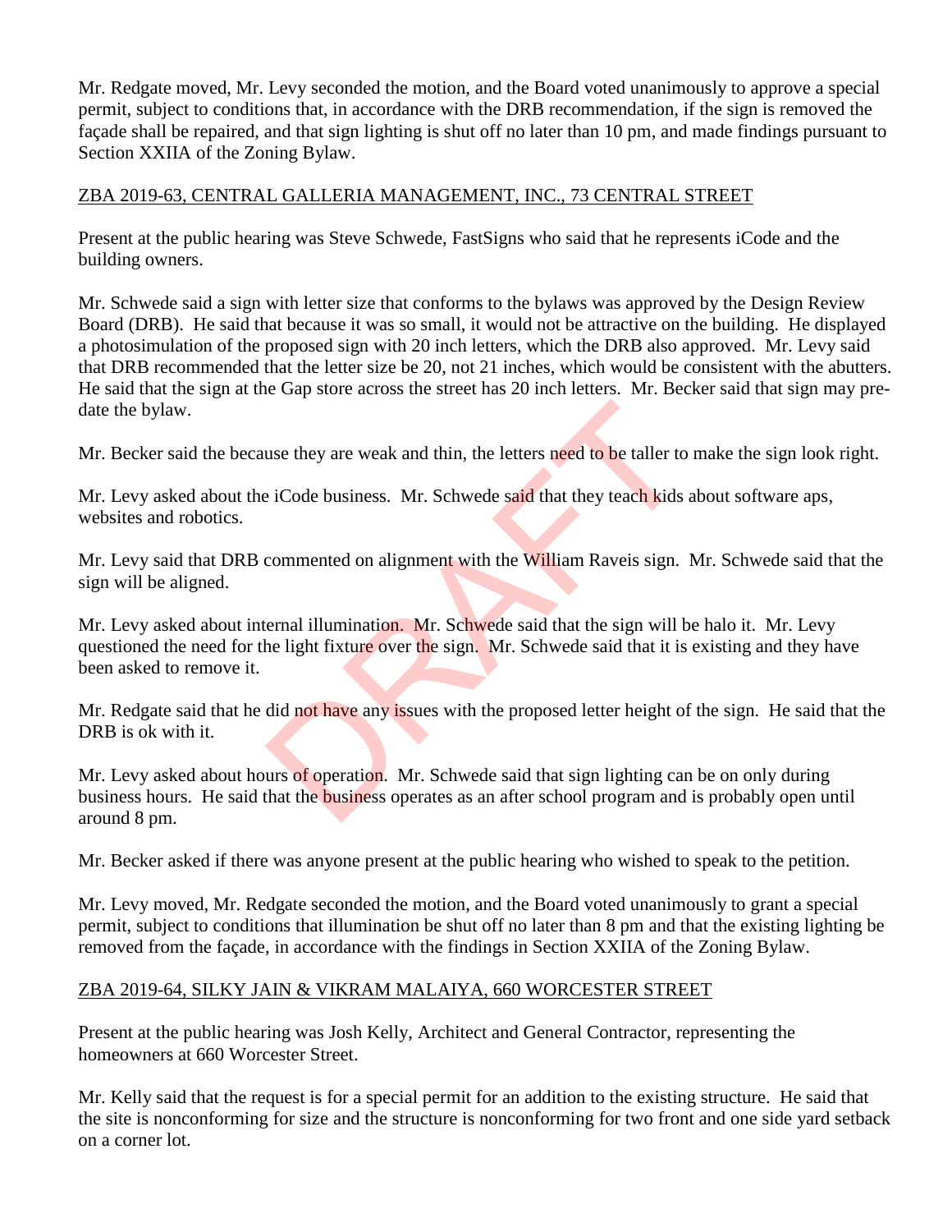Mr. Redgate moved, Mr. Levy seconded the motion, and the Board voted unanimously to approve a special permit, subject to conditions that, in accordance with the DRB recommendation, if the sign is removed the façade shall be repaired, and that sign lighting is shut off no later than 10 pm, and made findings pursuant to Section XXIIA of the Zoning Bylaw.

ZBA 2019-63, CENTRAL GALLERIA MANAGEMENT, INC., 73 CENTRAL STREET

Present at the public hearing was Steve Schwede, FastSigns who said that he represents iCode and the building owners.

Mr. Schwede said a sign with letter size that conforms to the bylaws was approved by the Design Review Board (DRB). He said that because it was so small, it would not be attractive on the building. He displayed a photosimulation of the proposed sign with 20 inch letters, which the DRB also approved. Mr. Levy said that DRB recommended that the letter size be 20, not 21 inches, which would be consistent with the abutters. He said that the sign at the Gap store across the street has 20 inch letters. Mr. Becker said that sign may pre-date the bylaw.

Mr. Becker said the because they are weak and thin, the letters need to be taller to make the sign look right.

Mr. Levy asked about the iCode business. Mr. Schwede said that they teach kids about software aps, websites and robotics.

Mr. Levy said that DRB commented on alignment with the William Raveis sign. Mr. Schwede said that the sign will be aligned.

Mr. Levy asked about internal illumination. Mr. Schwede said that the sign will be halo it. Mr. Levy questioned the need for the light fixture over the sign. Mr. Schwede said that it is existing and they have been asked to remove it.

Mr. Redgate said that he did not have any issues with the proposed letter height of the sign. He said that the DRB is ok with it.

Mr. Levy asked about hours of operation. Mr. Schwede said that sign lighting can be on only during business hours. He said that the business operates as an after school program and is probably open until around 8 pm.

Mr. Becker asked if there was anyone present at the public hearing who wished to speak to the petition.

Mr. Levy moved, Mr. Redgate seconded the motion, and the Board voted unanimously to grant a special permit, subject to conditions that illumination be shut off no later than 8 pm and that the existing lighting be removed from the façade, in accordance with the findings in Section XXIIA of the Zoning Bylaw.

ZBA 2019-64, SILKY JAIN & VIKRAM MALAIYA, 660 WORCESTER STREET

Present at the public hearing was Josh Kelly, Architect and General Contractor, representing the homeowners at 660 Worcester Street.

Mr. Kelly said that the request is for a special permit for an addition to the existing structure. He said that the site is nonconforming for size and the structure is nonconforming for two front and one side yard setback on a corner lot.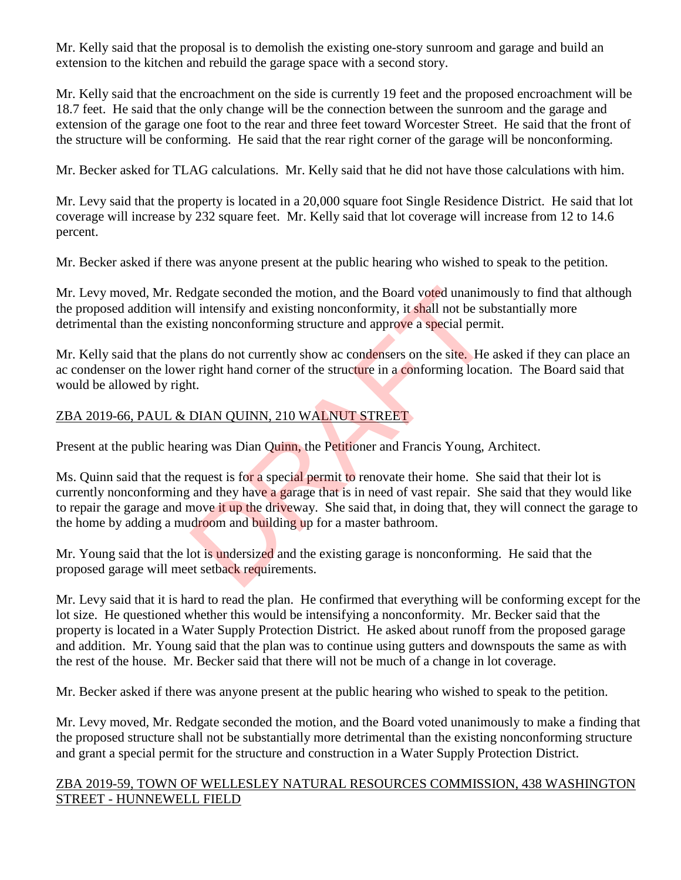Mr. Kelly said that the proposal is to demolish the existing one-story sunroom and garage and build an extension to the kitchen and rebuild the garage space with a second story.

Mr. Kelly said that the encroachment on the side is currently 19 feet and the proposed encroachment will be 18.7 feet. He said that the only change will be the connection between the sunroom and the garage and extension of the garage one foot to the rear and three feet toward Worcester Street. He said that the front of the structure will be conforming. He said that the rear right corner of the garage will be nonconforming.

Mr. Becker asked for TLAG calculations. Mr. Kelly said that he did not have those calculations with him.

Mr. Levy said that the property is located in a 20,000 square foot Single Residence District. He said that lot coverage will increase by 232 square feet. Mr. Kelly said that lot coverage will increase from 12 to 14.6 percent.

Mr. Becker asked if there was anyone present at the public hearing who wished to speak to the petition.

Mr. Levy moved, Mr. Redgate seconded the motion, and the Board voted unanimously to find that although the proposed addition will intensify and existing nonconformity, it shall not be substantially more detrimental than the existing nonconforming structure and approve a special permit.

Mr. Kelly said that the plans do not currently show ac condensers on the site. He asked if they can place an ac condenser on the lower right hand corner of the structure in a conforming location. The Board said that would be allowed by right.

ZBA 2019-66, PAUL & DIAN QUINN, 210 WALNUT STREET

Present at the public hearing was Dian Quinn, the Petitioner and Francis Young, Architect.

Ms. Quinn said that the request is for a special permit to renovate their home. She said that their lot is currently nonconforming and they have a garage that is in need of vast repair. She said that they would like to repair the garage and move it up the driveway. She said that, in doing that, they will connect the garage to the home by adding a mudroom and building up for a master bathroom.

Mr. Young said that the lot is undersized and the existing garage is nonconforming. He said that the proposed garage will meet setback requirements.

Mr. Levy said that it is hard to read the plan. He confirmed that everything will be conforming except for the lot size. He questioned whether this would be intensifying a nonconformity. Mr. Becker said that the property is located in a Water Supply Protection District. He asked about runoff from the proposed garage and addition. Mr. Young said that the plan was to continue using gutters and downspouts the same as with the rest of the house. Mr. Becker said that there will not be much of a change in lot coverage.

Mr. Becker asked if there was anyone present at the public hearing who wished to speak to the petition.

Mr. Levy moved, Mr. Redgate seconded the motion, and the Board voted unanimously to make a finding that the proposed structure shall not be substantially more detrimental than the existing nonconforming structure and grant a special permit for the structure and construction in a Water Supply Protection District.

ZBA 2019-59, TOWN OF WELLESLEY NATURAL RESOURCES COMMISSION, 438 WASHINGTON STREET - HUNNEWELL FIELD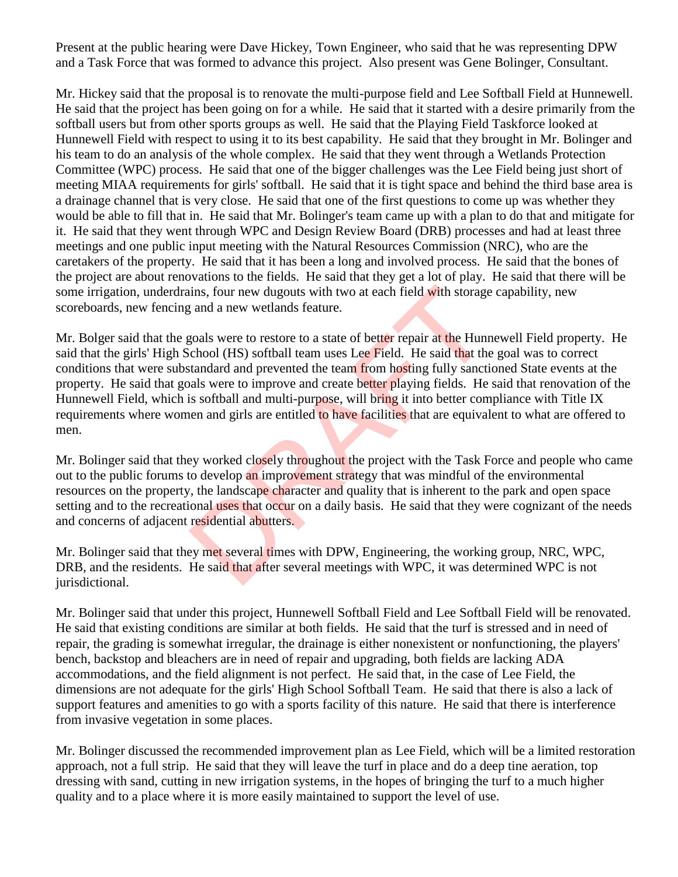Present at the public hearing were Dave Hickey, Town Engineer, who said that he was representing DPW and a Task Force that was formed to advance this project. Also present was Gene Bolinger, Consultant.

Mr. Hickey said that the proposal is to renovate the multi-purpose field and Lee Softball Field at Hunnewell. He said that the project has been going on for a while. He said that it started with a desire primarily from the softball users but from other sports groups as well. He said that the Playing Field Taskforce looked at Hunnewell Field with respect to using it to its best capability. He said that they brought in Mr. Bolinger and his team to do an analysis of the whole complex. He said that they went through a Wetlands Protection Committee (WPC) process. He said that one of the bigger challenges was the Lee Field being just short of meeting MIAA requirements for girls' softball. He said that it is tight space and behind the third base area is a drainage channel that is very close. He said that one of the first questions to come up was whether they would be able to fill that in. He said that Mr. Bolinger's team came up with a plan to do that and mitigate for it. He said that they went through WPC and Design Review Board (DRB) processes and had at least three meetings and one public input meeting with the Natural Resources Commission (NRC), who are the caretakers of the property. He said that it has been a long and involved process. He said that the bones of the project are about renovations to the fields. He said that they get a lot of play. He said that there will be some irrigation, underdrains, four new dugouts with two at each field with storage capability, new scoreboards, new fencing and a new wetlands feature.

Mr. Bolger said that the goals were to restore to a state of better repair at the Hunnewell Field property. He said that the girls' High School (HS) softball team uses Lee Field. He said that the goal was to correct conditions that were substandard and prevented the team from hosting fully sanctioned State events at the property. He said that goals were to improve and create better playing fields. He said that renovation of the Hunnewell Field, which is softball and multi-purpose, will bring it into better compliance with Title IX requirements where women and girls are entitled to have facilities that are equivalent to what are offered to men.

Mr. Bolinger said that they worked closely throughout the project with the Task Force and people who came out to the public forums to develop an improvement strategy that was mindful of the environmental resources on the property, the landscape character and quality that is inherent to the park and open space setting and to the recreational uses that occur on a daily basis. He said that they were cognizant of the needs and concerns of adjacent residential abutters.

Mr. Bolinger said that they met several times with DPW, Engineering, the working group, NRC, WPC, DRB, and the residents. He said that after several meetings with WPC, it was determined WPC is not jurisdictional.

Mr. Bolinger said that under this project, Hunnewell Softball Field and Lee Softball Field will be renovated. He said that existing conditions are similar at both fields. He said that the turf is stressed and in need of repair, the grading is somewhat irregular, the drainage is either nonexistent or nonfunctioning, the players' bench, backstop and bleachers are in need of repair and upgrading, both fields are lacking ADA accommodations, and the field alignment is not perfect. He said that, in the case of Lee Field, the dimensions are not adequate for the girls' High School Softball Team. He said that there is also a lack of support features and amenities to go with a sports facility of this nature. He said that there is interference from invasive vegetation in some places.

Mr. Bolinger discussed the recommended improvement plan as Lee Field, which will be a limited restoration approach, not a full strip. He said that they will leave the turf in place and do a deep tine aeration, top dressing with sand, cutting in new irrigation systems, in the hopes of bringing the turf to a much higher quality and to a place where it is more easily maintained to support the level of use.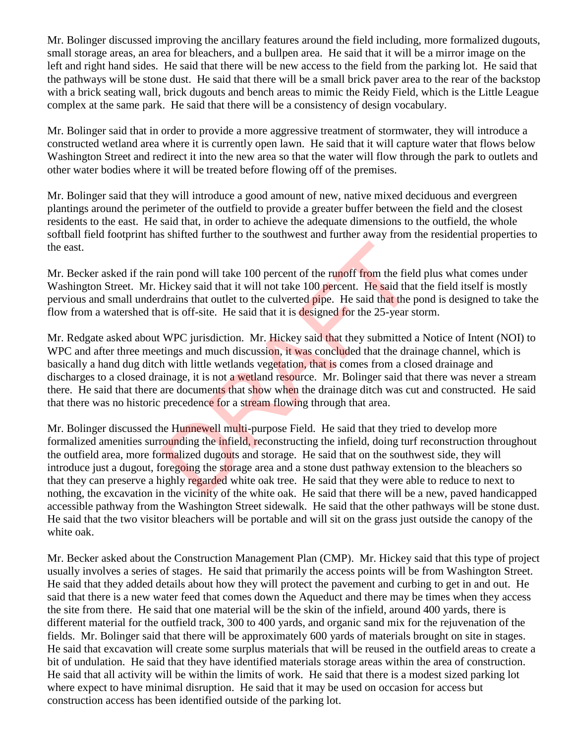Mr. Bolinger discussed improving the ancillary features around the field including, more formalized dugouts, small storage areas, an area for bleachers, and a bullpen area. He said that it will be a mirror image on the left and right hand sides. He said that there will be new access to the field from the parking lot. He said that the pathways will be stone dust. He said that there will be a small brick paver area to the rear of the backstop with a brick seating wall, brick dugouts and bench areas to mimic the Reidy Field, which is the Little League complex at the same park. He said that there will be a consistency of design vocabulary.

Mr. Bolinger said that in order to provide a more aggressive treatment of stormwater, they will introduce a constructed wetland area where it is currently open lawn. He said that it will capture water that flows below Washington Street and redirect it into the new area so that the water will flow through the park to outlets and other water bodies where it will be treated before flowing off of the premises.

Mr. Bolinger said that they will introduce a good amount of new, native mixed deciduous and evergreen plantings around the perimeter of the outfield to provide a greater buffer between the field and the closest residents to the east. He said that, in order to achieve the adequate dimensions to the outfield, the whole softball field footprint has shifted further to the southwest and further away from the residential properties to the east.

Mr. Becker asked if the rain pond will take 100 percent of the runoff from the field plus what comes under Washington Street. Mr. Hickey said that it will not take 100 percent. He said that the field itself is mostly pervious and small underdrains that outlet to the culverted pipe. He said that the pond is designed to take the flow from a watershed that is off-site. He said that it is designed for the 25-year storm.

Mr. Redgate asked about WPC jurisdiction. Mr. Hickey said that they submitted a Notice of Intent (NOI) to WPC and after three meetings and much discussion, it was concluded that the drainage channel, which is basically a hand dug ditch with little wetlands vegetation, that is comes from a closed drainage and discharges to a closed drainage, it is not a wetland resource. Mr. Bolinger said that there was never a stream there. He said that there are documents that show when the drainage ditch was cut and constructed. He said that there was no historic precedence for a stream flowing through that area.

Mr. Bolinger discussed the Hunnewell multi-purpose Field. He said that they tried to develop more formalized amenities surrounding the infield, reconstructing the infield, doing turf reconstruction throughout the outfield area, more formalized dugouts and storage. He said that on the southwest side, they will introduce just a dugout, foregoing the storage area and a stone dust pathway extension to the bleachers so that they can preserve a highly regarded white oak tree. He said that they were able to reduce to next to nothing, the excavation in the vicinity of the white oak. He said that there will be a new, paved handicapped accessible pathway from the Washington Street sidewalk. He said that the other pathways will be stone dust. He said that the two visitor bleachers will be portable and will sit on the grass just outside the canopy of the white oak.

Mr. Becker asked about the Construction Management Plan (CMP). Mr. Hickey said that this type of project usually involves a series of stages. He said that primarily the access points will be from Washington Street. He said that they added details about how they will protect the pavement and curbing to get in and out. He said that there is a new water feed that comes down the Aqueduct and there may be times when they access the site from there. He said that one material will be the skin of the infield, around 400 yards, there is different material for the outfield track, 300 to 400 yards, and organic sand mix for the rejuvenation of the fields. Mr. Bolinger said that there will be approximately 600 yards of materials brought on site in stages. He said that excavation will create some surplus materials that will be reused in the outfield areas to create a bit of undulation. He said that they have identified materials storage areas within the area of construction. He said that all activity will be within the limits of work. He said that there is a modest sized parking lot where expect to have minimal disruption. He said that it may be used on occasion for access but construction access has been identified outside of the parking lot.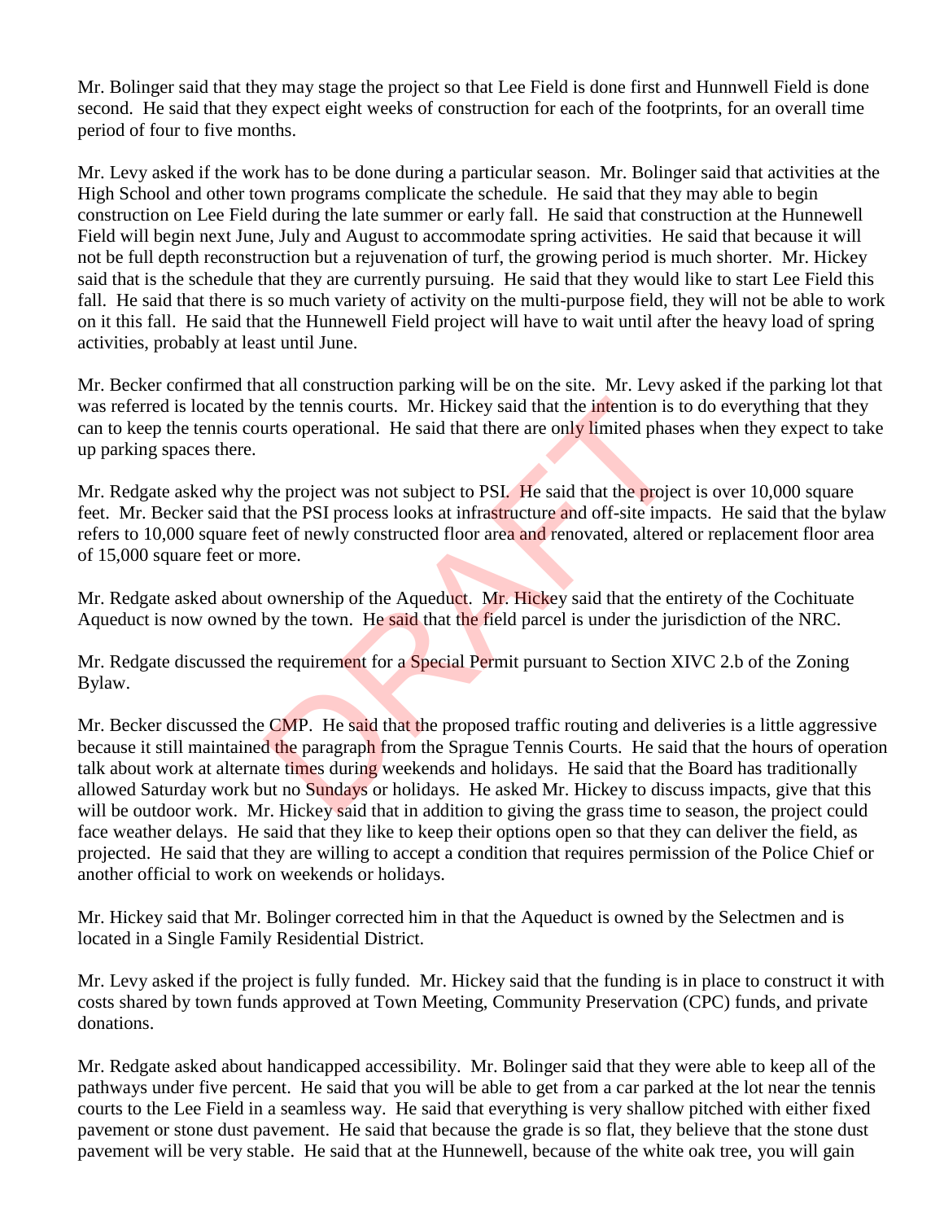Mr. Bolinger said that they may stage the project so that Lee Field is done first and Hunnwell Field is done second. He said that they expect eight weeks of construction for each of the footprints, for an overall time period of four to five months.

Mr. Levy asked if the work has to be done during a particular season. Mr. Bolinger said that activities at the High School and other town programs complicate the schedule. He said that they may able to begin construction on Lee Field during the late summer or early fall. He said that construction at the Hunnewell Field will begin next June, July and August to accommodate spring activities. He said that because it will not be full depth reconstruction but a rejuvenation of turf, the growing period is much shorter. Mr. Hickey said that is the schedule that they are currently pursuing. He said that they would like to start Lee Field this fall. He said that there is so much variety of activity on the multi-purpose field, they will not be able to work on it this fall. He said that the Hunnewell Field project will have to wait until after the heavy load of spring activities, probably at least until June.

Mr. Becker confirmed that all construction parking will be on the site. Mr. Levy asked if the parking lot that was referred is located by the tennis courts. Mr. Hickey said that the intention is to do everything that they can to keep the tennis courts operational. He said that there are only limited phases when they expect to take up parking spaces there.

Mr. Redgate asked why the project was not subject to PSI. He said that the project is over 10,000 square feet. Mr. Becker said that the PSI process looks at infrastructure and off-site impacts. He said that the bylaw refers to 10,000 square feet of newly constructed floor area and renovated, altered or replacement floor area of 15,000 square feet or more.

Mr. Redgate asked about ownership of the Aqueduct. Mr. Hickey said that the entirety of the Cochituate Aqueduct is now owned by the town. He said that the field parcel is under the jurisdiction of the NRC.

Mr. Redgate discussed the requirement for a Special Permit pursuant to Section XIVC 2.b of the Zoning Bylaw.

Mr. Becker discussed the CMP. He said that the proposed traffic routing and deliveries is a little aggressive because it still maintained the paragraph from the Sprague Tennis Courts. He said that the hours of operation talk about work at alternate times during weekends and holidays. He said that the Board has traditionally allowed Saturday work but no Sundays or holidays. He asked Mr. Hickey to discuss impacts, give that this will be outdoor work. Mr. Hickey said that in addition to giving the grass time to season, the project could face weather delays. He said that they like to keep their options open so that they can deliver the field, as projected. He said that they are willing to accept a condition that requires permission of the Police Chief or another official to work on weekends or holidays.

Mr. Hickey said that Mr. Bolinger corrected him in that the Aqueduct is owned by the Selectmen and is located in a Single Family Residential District.

Mr. Levy asked if the project is fully funded. Mr. Hickey said that the funding is in place to construct it with costs shared by town funds approved at Town Meeting, Community Preservation (CPC) funds, and private donations.

Mr. Redgate asked about handicapped accessibility. Mr. Bolinger said that they were able to keep all of the pathways under five percent. He said that you will be able to get from a car parked at the lot near the tennis courts to the Lee Field in a seamless way. He said that everything is very shallow pitched with either fixed pavement or stone dust pavement. He said that because the grade is so flat, they believe that the stone dust pavement will be very stable. He said that at the Hunnewell, because of the white oak tree, you will gain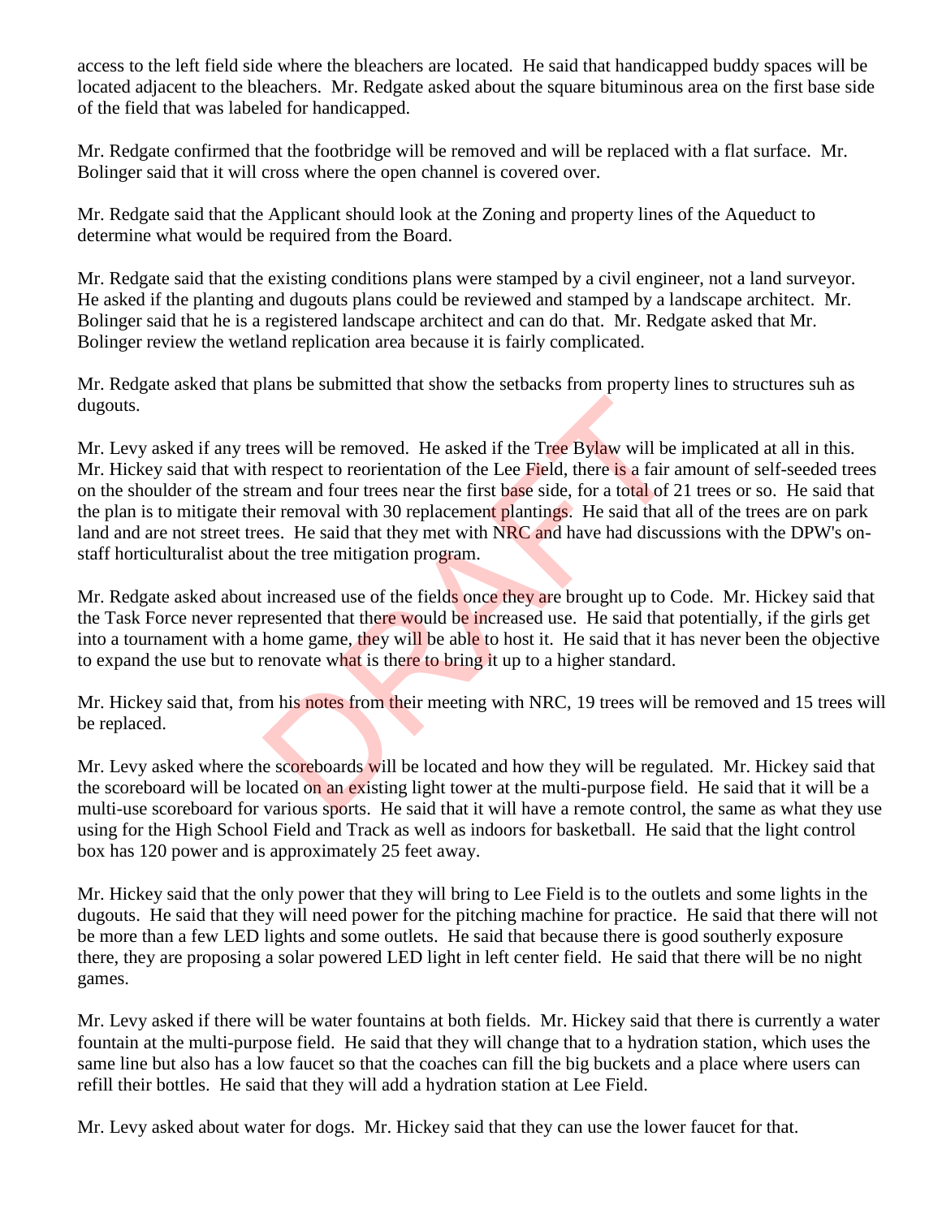access to the left field side where the bleachers are located. He said that handicapped buddy spaces will be located adjacent to the bleachers. Mr. Redgate asked about the square bituminous area on the first base side of the field that was labeled for handicapped.

Mr. Redgate confirmed that the footbridge will be removed and will be replaced with a flat surface. Mr. Bolinger said that it will cross where the open channel is covered over.

Mr. Redgate said that the Applicant should look at the Zoning and property lines of the Aqueduct to determine what would be required from the Board.

Mr. Redgate said that the existing conditions plans were stamped by a civil engineer, not a land surveyor. He asked if the planting and dugouts plans could be reviewed and stamped by a landscape architect. Mr. Bolinger said that he is a registered landscape architect and can do that. Mr. Redgate asked that Mr. Bolinger review the wetland replication area because it is fairly complicated.

Mr. Redgate asked that plans be submitted that show the setbacks from property lines to structures suh as dugouts.

Mr. Levy asked if any trees will be removed. He asked if the Tree Bylaw will be implicated at all in this. Mr. Hickey said that with respect to reorientation of the Lee Field, there is a fair amount of self-seeded trees on the shoulder of the stream and four trees near the first base side, for a total of 21 trees or so. He said that the plan is to mitigate their removal with 30 replacement plantings. He said that all of the trees are on park land and are not street trees. He said that they met with NRC and have had discussions with the DPW's on-staff horticulturalist about the tree mitigation program.

Mr. Redgate asked about increased use of the fields once they are brought up to Code. Mr. Hickey said that the Task Force never represented that there would be increased use. He said that potentially, if the girls get into a tournament with a home game, they will be able to host it. He said that it has never been the objective to expand the use but to renovate what is there to bring it up to a higher standard.

Mr. Hickey said that, from his notes from their meeting with NRC, 19 trees will be removed and 15 trees will be replaced.

Mr. Levy asked where the scoreboards will be located and how they will be regulated. Mr. Hickey said that the scoreboard will be located on an existing light tower at the multi-purpose field. He said that it will be a multi-use scoreboard for various sports. He said that it will have a remote control, the same as what they use using for the High School Field and Track as well as indoors for basketball. He said that the light control box has 120 power and is approximately 25 feet away.

Mr. Hickey said that the only power that they will bring to Lee Field is to the outlets and some lights in the dugouts. He said that they will need power for the pitching machine for practice. He said that there will not be more than a few LED lights and some outlets. He said that because there is good southerly exposure there, they are proposing a solar powered LED light in left center field. He said that there will be no night games.

Mr. Levy asked if there will be water fountains at both fields. Mr. Hickey said that there is currently a water fountain at the multi-purpose field. He said that they will change that to a hydration station, which uses the same line but also has a low faucet so that the coaches can fill the big buckets and a place where users can refill their bottles. He said that they will add a hydration station at Lee Field.

Mr. Levy asked about water for dogs. Mr. Hickey said that they can use the lower faucet for that.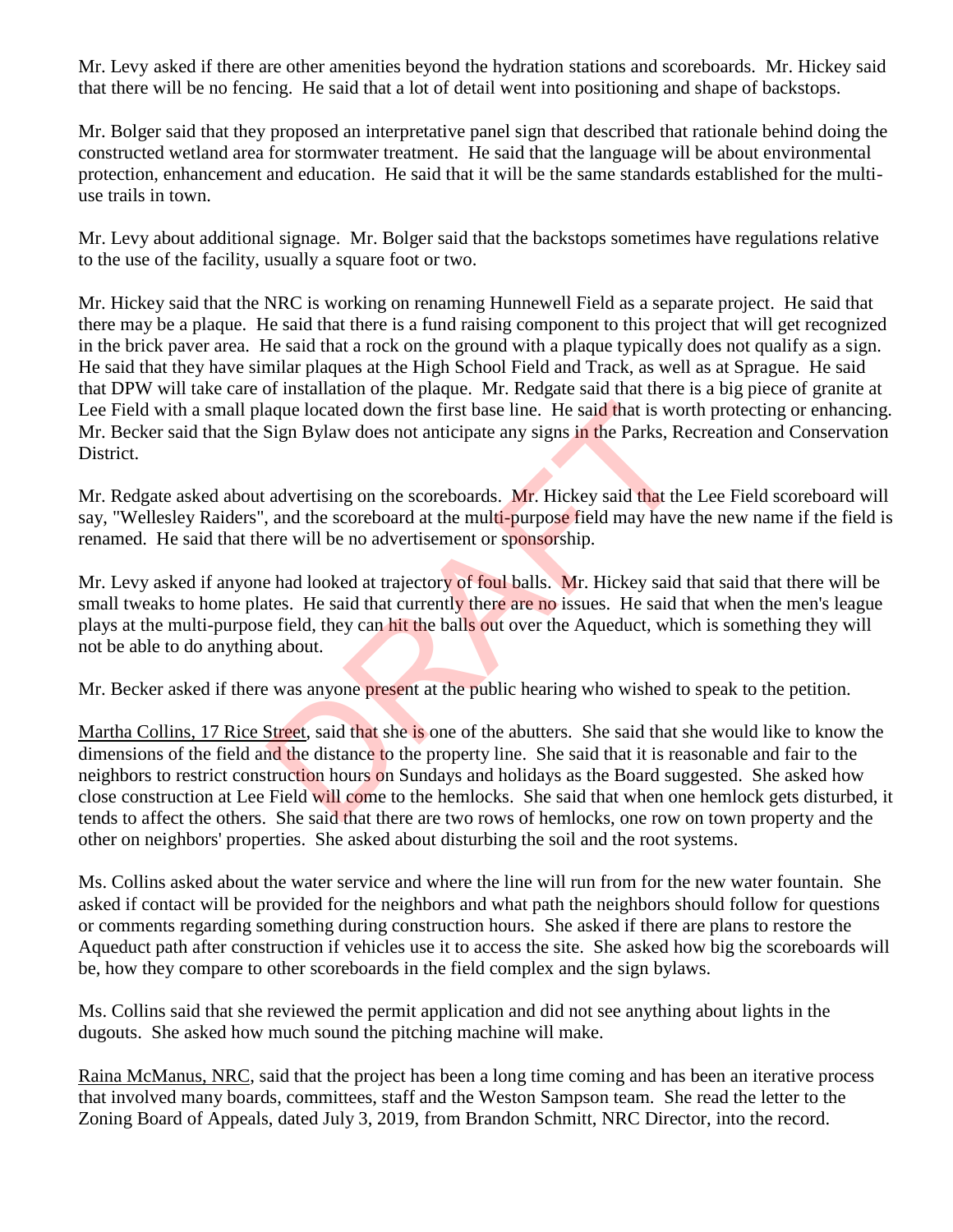Mr. Levy asked if there are other amenities beyond the hydration stations and scoreboards. Mr. Hickey said that there will be no fencing. He said that a lot of detail went into positioning and shape of backstops.

Mr. Bolger said that they proposed an interpretative panel sign that described that rationale behind doing the constructed wetland area for stormwater treatment. He said that the language will be about environmental protection, enhancement and education. He said that it will be the same standards established for the multi-use trails in town.

Mr. Levy about additional signage. Mr. Bolger said that the backstops sometimes have regulations relative to the use of the facility, usually a square foot or two.

Mr. Hickey said that the NRC is working on renaming Hunnewell Field as a separate project. He said that there may be a plaque. He said that there is a fund raising component to this project that will get recognized in the brick paver area. He said that a rock on the ground with a plaque typically does not qualify as a sign. He said that they have similar plaques at the High School Field and Track, as well as at Sprague. He said that DPW will take care of installation of the plaque. Mr. Redgate said that there is a big piece of granite at Lee Field with a small plaque located down the first base line. He said that is worth protecting or enhancing. Mr. Becker said that the Sign Bylaw does not anticipate any signs in the Parks, Recreation and Conservation District.

Mr. Redgate asked about advertising on the scoreboards. Mr. Hickey said that the Lee Field scoreboard will say, "Wellesley Raiders", and the scoreboard at the multi-purpose field may have the new name if the field is renamed. He said that there will be no advertisement or sponsorship.

Mr. Levy asked if anyone had looked at trajectory of foul balls. Mr. Hickey said that said that there will be small tweaks to home plates. He said that currently there are no issues. He said that when the men's league plays at the multi-purpose field, they can hit the balls out over the Aqueduct, which is something they will not be able to do anything about.

Mr. Becker asked if there was anyone present at the public hearing who wished to speak to the petition.

Martha Collins, 17 Rice Street, said that she is one of the abutters. She said that she would like to know the dimensions of the field and the distance to the property line. She said that it is reasonable and fair to the neighbors to restrict construction hours on Sundays and holidays as the Board suggested. She asked how close construction at Lee Field will come to the hemlocks. She said that when one hemlock gets disturbed, it tends to affect the others. She said that there are two rows of hemlocks, one row on town property and the other on neighbors' properties. She asked about disturbing the soil and the root systems.

Ms. Collins asked about the water service and where the line will run from for the new water fountain. She asked if contact will be provided for the neighbors and what path the neighbors should follow for questions or comments regarding something during construction hours. She asked if there are plans to restore the Aqueduct path after construction if vehicles use it to access the site. She asked how big the scoreboards will be, how they compare to other scoreboards in the field complex and the sign bylaws.

Ms. Collins said that she reviewed the permit application and did not see anything about lights in the dugouts. She asked how much sound the pitching machine will make.

Raina McManus, NRC, said that the project has been a long time coming and has been an iterative process that involved many boards, committees, staff and the Weston Sampson team. She read the letter to the Zoning Board of Appeals, dated July 3, 2019, from Brandon Schmitt, NRC Director, into the record.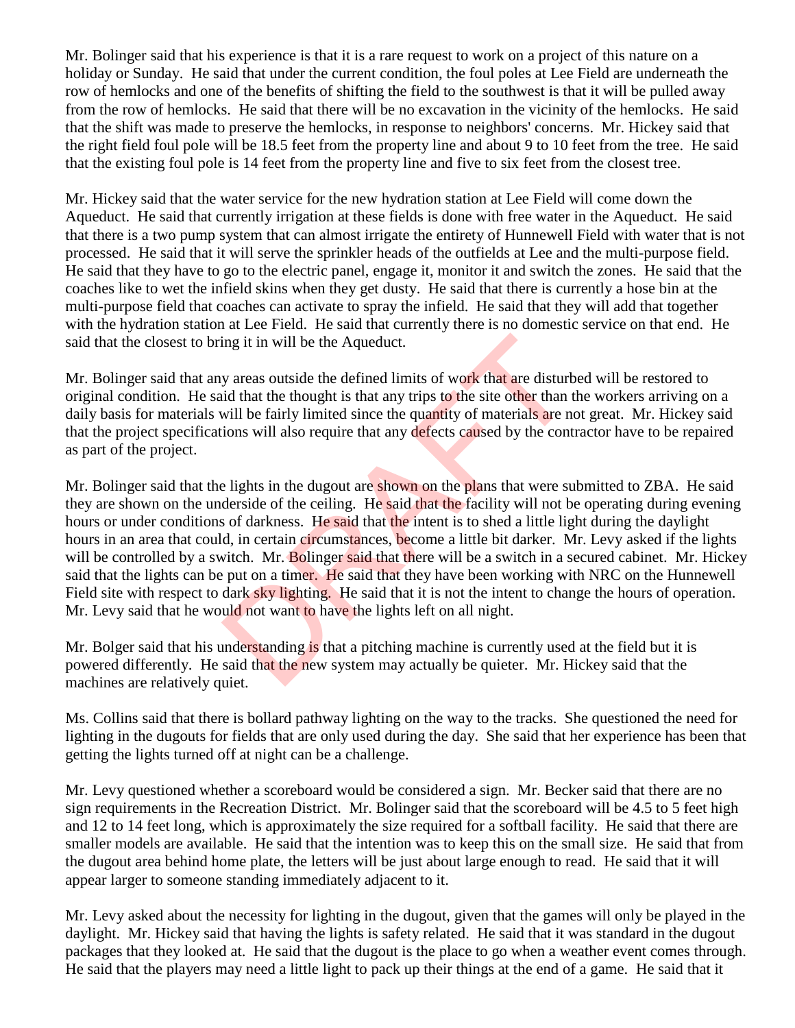Mr. Bolinger said that his experience is that it is a rare request to work on a project of this nature on a holiday or Sunday. He said that under the current condition, the foul poles at Lee Field are underneath the row of hemlocks and one of the benefits of shifting the field to the southwest is that it will be pulled away from the row of hemlocks. He said that there will be no excavation in the vicinity of the hemlocks. He said that the shift was made to preserve the hemlocks, in response to neighbors' concerns. Mr. Hickey said that the right field foul pole will be 18.5 feet from the property line and about 9 to 10 feet from the tree. He said that the existing foul pole is 14 feet from the property line and five to six feet from the closest tree.

Mr. Hickey said that the water service for the new hydration station at Lee Field will come down the Aqueduct. He said that currently irrigation at these fields is done with free water in the Aqueduct. He said that there is a two pump system that can almost irrigate the entirety of Hunnewell Field with water that is not processed. He said that it will serve the sprinkler heads of the outfields at Lee and the multi-purpose field. He said that they have to go to the electric panel, engage it, monitor it and switch the zones. He said that the coaches like to wet the infield skins when they get dusty. He said that there is currently a hose bin at the multi-purpose field that coaches can activate to spray the infield. He said that they will add that together with the hydration station at Lee Field. He said that currently there is no domestic service on that end. He said that the closest to bring it in will be the Aqueduct.

Mr. Bolinger said that any areas outside the defined limits of work that are disturbed will be restored to original condition. He said that the thought is that any trips to the site other than the workers arriving on a daily basis for materials will be fairly limited since the quantity of materials are not great. Mr. Hickey said that the project specifications will also require that any defects caused by the contractor have to be repaired as part of the project.

Mr. Bolinger said that the lights in the dugout are shown on the plans that were submitted to ZBA. He said they are shown on the underside of the ceiling. He said that the facility will not be operating during evening hours or under conditions of darkness. He said that the intent is to shed a little light during the daylight hours in an area that could, in certain circumstances, become a little bit darker. Mr. Levy asked if the lights will be controlled by a switch. Mr. Bolinger said that there will be a switch in a secured cabinet. Mr. Hickey said that the lights can be put on a timer. He said that they have been working with NRC on the Hunnewell Field site with respect to dark sky lighting. He said that it is not the intent to change the hours of operation. Mr. Levy said that he would not want to have the lights left on all night.

Mr. Bolger said that his understanding is that a pitching machine is currently used at the field but it is powered differently. He said that the new system may actually be quieter. Mr. Hickey said that the machines are relatively quiet.

Ms. Collins said that there is bollard pathway lighting on the way to the tracks. She questioned the need for lighting in the dugouts for fields that are only used during the day. She said that her experience has been that getting the lights turned off at night can be a challenge.

Mr. Levy questioned whether a scoreboard would be considered a sign. Mr. Becker said that there are no sign requirements in the Recreation District. Mr. Bolinger said that the scoreboard will be 4.5 to 5 feet high and 12 to 14 feet long, which is approximately the size required for a softball facility. He said that there are smaller models are available. He said that the intention was to keep this on the small size. He said that from the dugout area behind home plate, the letters will be just about large enough to read. He said that it will appear larger to someone standing immediately adjacent to it.

Mr. Levy asked about the necessity for lighting in the dugout, given that the games will only be played in the daylight. Mr. Hickey said that having the lights is safety related. He said that it was standard in the dugout packages that they looked at. He said that the dugout is the place to go when a weather event comes through. He said that the players may need a little light to pack up their things at the end of a game. He said that it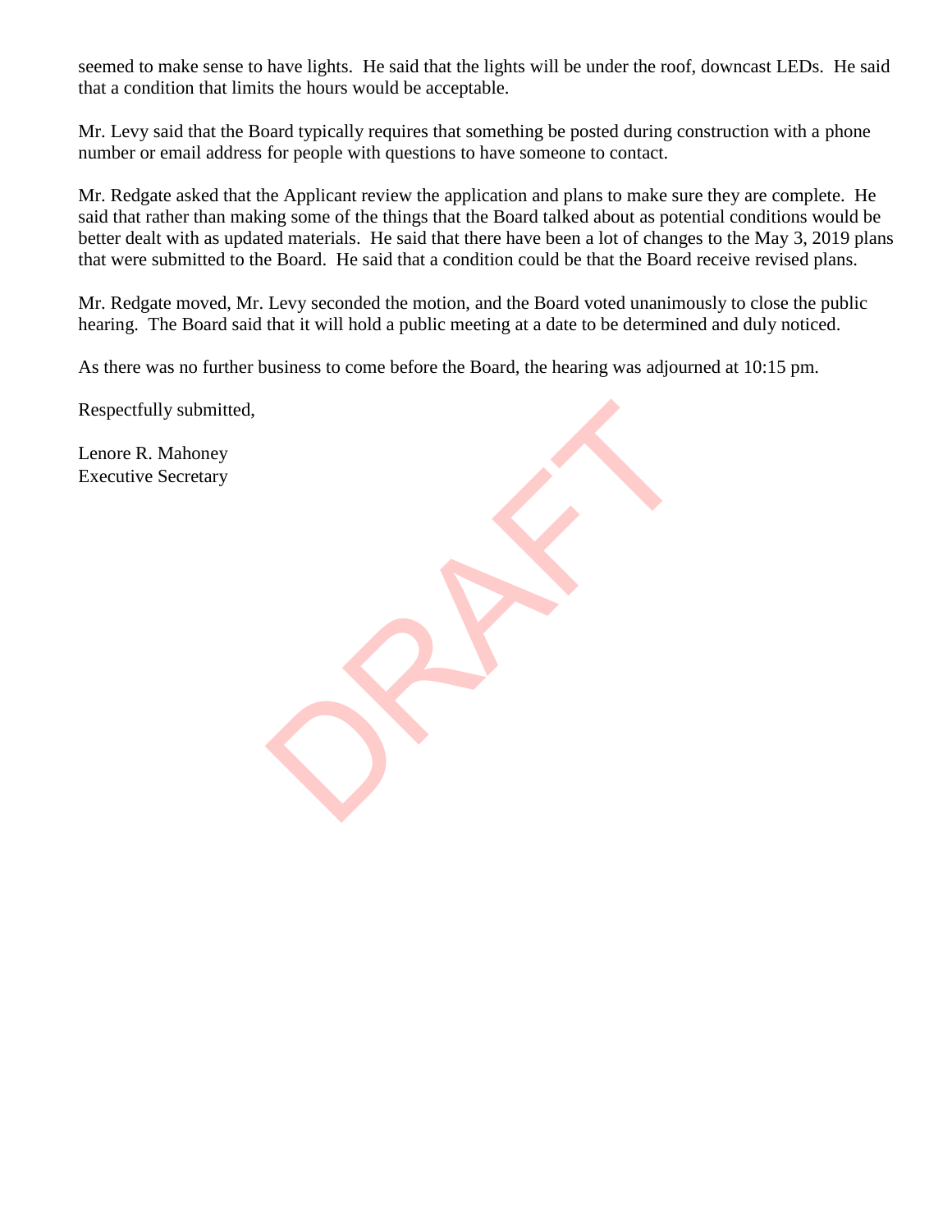seemed to make sense to have lights. He said that the lights will be under the roof, downcast LEDs. He said that a condition that limits the hours would be acceptable.

Mr. Levy said that the Board typically requires that something be posted during construction with a phone number or email address for people with questions to have someone to contact.

Mr. Redgate asked that the Applicant review the application and plans to make sure they are complete. He said that rather than making some of the things that the Board talked about as potential conditions would be better dealt with as updated materials. He said that there have been a lot of changes to the May 3, 2019 plans that were submitted to the Board. He said that a condition could be that the Board receive revised plans.

Mr. Redgate moved, Mr. Levy seconded the motion, and the Board voted unanimously to close the public hearing. The Board said that it will hold a public meeting at a date to be determined and duly noticed.

As there was no further business to come before the Board, the hearing was adjourned at 10:15 pm.

Respectfully submitted,

Lenore R. Mahoney
Executive Secretary

DRAFT